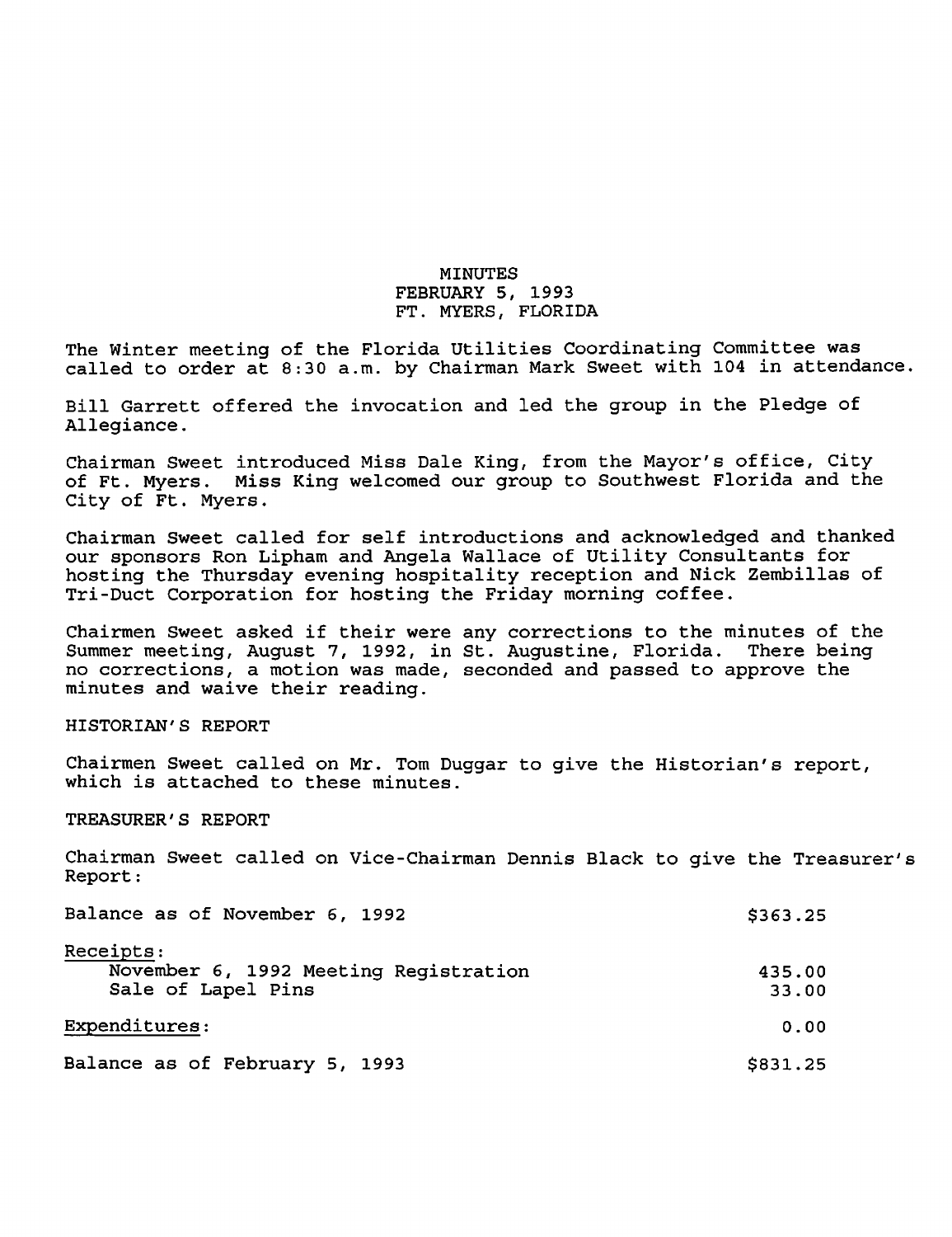# MINUTES
## FEBRUARY 5, 1993
## FT. MYERS, FLORIDA

The Winter meeting of the Florida Utilities Coordinating Committee was called to order at 8:30 a.m. by Chairman Mark Sweet with 104 in attendance.

Bill Garrett offered the invocation and led the group in the Pledge of Allegiance.

Chairman Sweet introduced Miss Dale King, from the Mayor's office, City of Ft. Myers. Miss King welcomed our group to Southwest Florida and the City of Ft. Myers.

Chairman Sweet called for self introductions and acknowledged and thanked our sponsors Ron Lipham and Angela Wallace of Utility Consultants for hosting the Thursday evening hospitality reception and Nick Zembillas of Tri-Duct Corporation for hosting the Friday morning coffee.

Chairmen Sweet asked if their were any corrections to the minutes of the Summer meeting, August 7, 1992, in St. Augustine, Florida. There being no corrections, a motion was made, seconded and passed to approve the minutes and waive their reading.

HISTORIAN'S REPORT

Chairmen Sweet called on Mr. Tom Duggar to give the Historian's report, which is attached to these minutes.

TREASURER'S REPORT

Chairman Sweet called on Vice-Chairman Dennis Black to give the Treasurer's Report:

| | |
|---|---|
| Balance as of November 6, 1992 | $363.25 |
| <u>Receipts</u>: | |
| November 6, 1992 Meeting Registration | 435.00 |
| Sale of Lapel Pins | 33.00 |
| <u>Expenditures</u>: | 0.00 |
| Balance as of February 5, 1993 | $831.25 |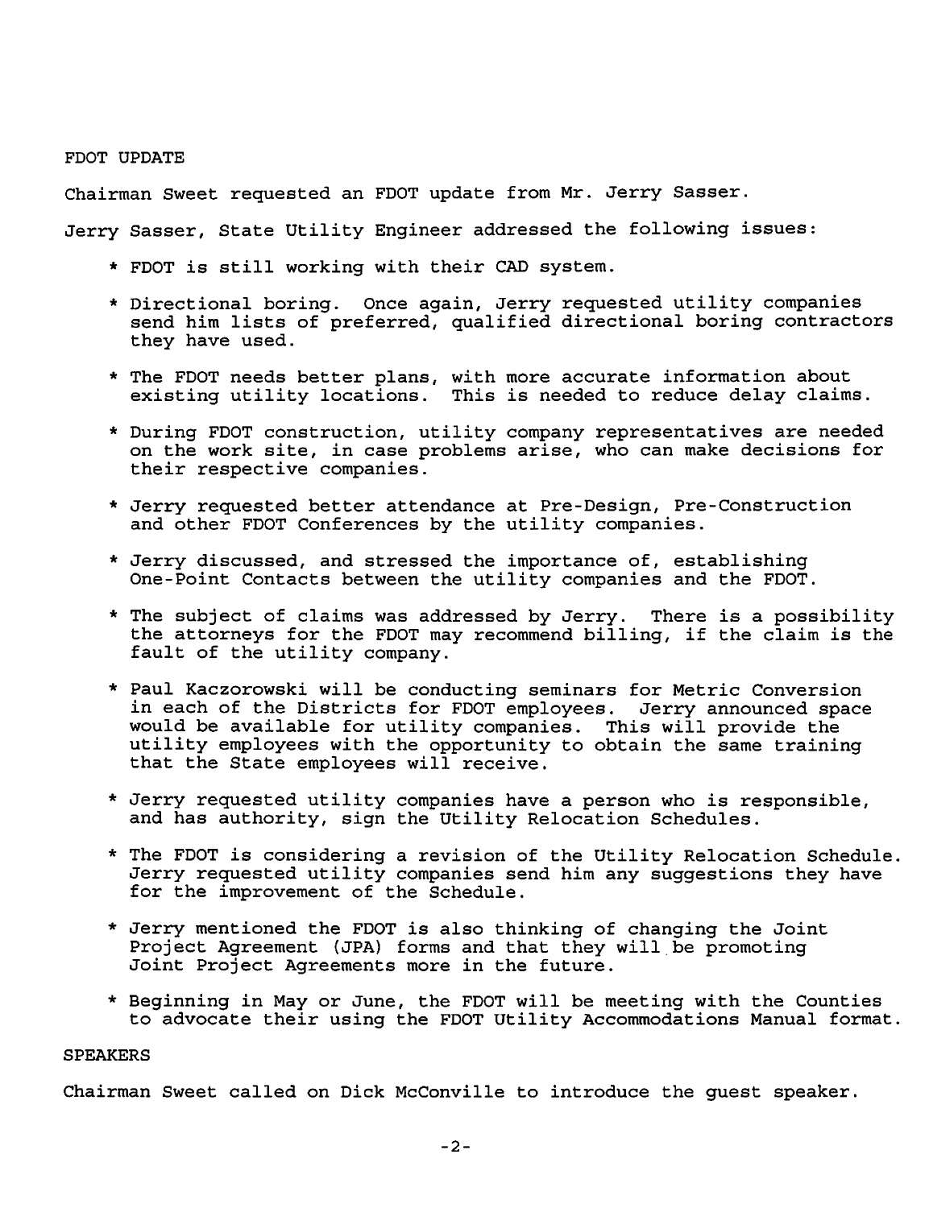## FDOT UPDATE

Chairman Sweet requested an FDOT update from Mr. Jerry Sasser.

Jerry Sasser, State Utility Engineer addressed the following issues:

* FDOT is still working with their CAD system.
* Directional boring. Once again, Jerry requested utility companies send him lists of preferred, qualified directional boring contractors they have used.
* The FDOT needs better plans, with more accurate information about existing utility locations. This is needed to reduce delay claims.
* During FDOT construction, utility company representatives are needed on the work site, in case problems arise, who can make decisions for their respective companies.
* Jerry requested better attendance at Pre-Design, Pre-Construction and other FDOT Conferences by the utility companies.
* Jerry discussed, and stressed the importance of, establishing One-Point Contacts between the utility companies and the FDOT.
* The subject of claims was addressed by Jerry. There is a possibility the attorneys for the FDOT may recommend billing, if the claim is the fault of the utility company.
* Paul Kaczorowski will be conducting seminars for Metric Conversion in each of the Districts for FDOT employees. Jerry announced space would be available for utility companies. This will provide the utility employees with the opportunity to obtain the same training that the State employees will receive.
* Jerry requested utility companies have a person who is responsible, and has authority, sign the Utility Relocation Schedules.
* The FDOT is considering a revision of the Utility Relocation Schedule. Jerry requested utility companies send him any suggestions they have for the improvement of the Schedule.
* Jerry mentioned the FDOT is also thinking of changing the Joint Project Agreement (JPA) forms and that they will be promoting Joint Project Agreements more in the future.
* Beginning in May or June, the FDOT will be meeting with the Counties to advocate their using the FDOT Utility Accommodations Manual format.

## SPEAKERS

Chairman Sweet called on Dick McConville to introduce the guest speaker.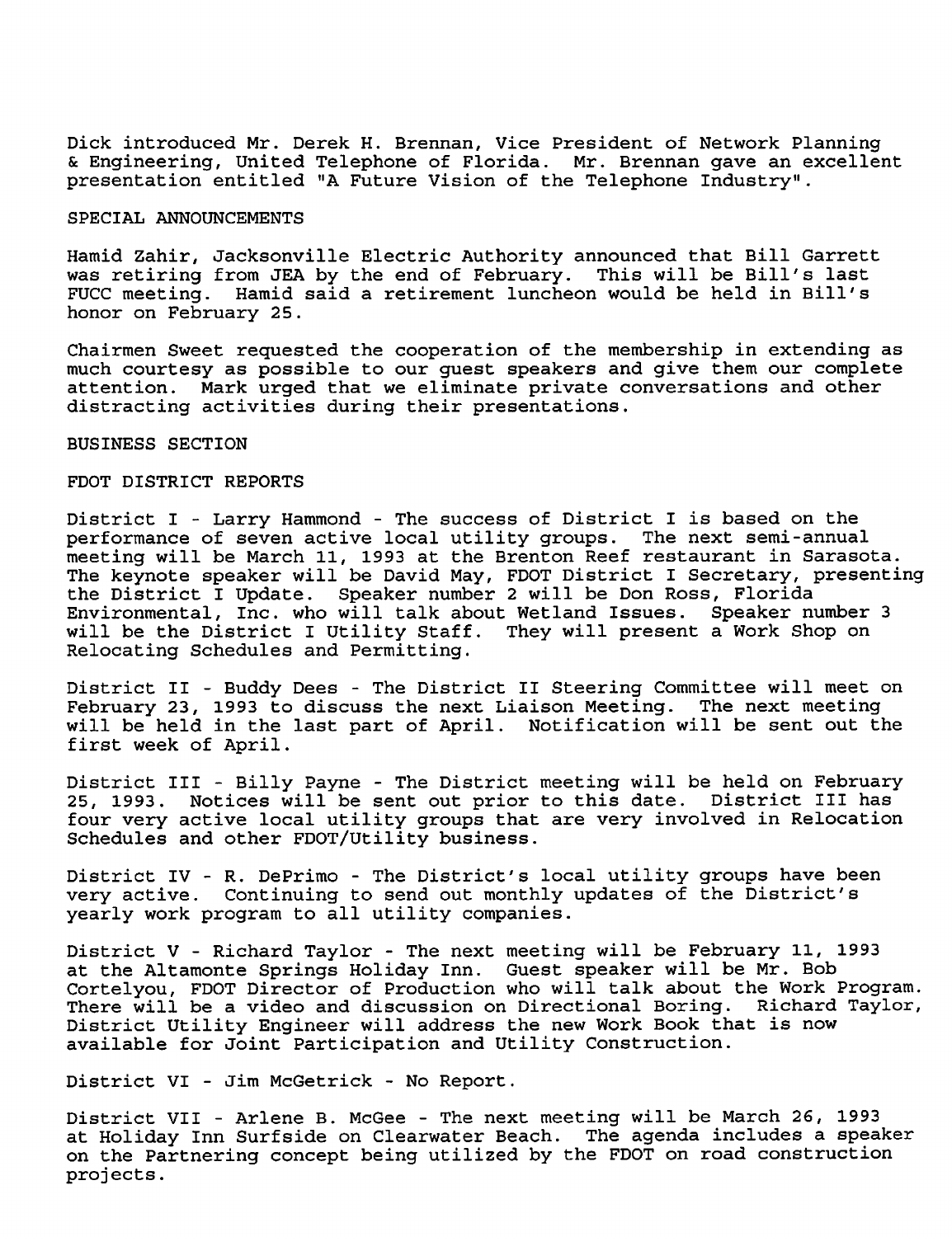Dick introduced Mr. Derek H. Brennan, Vice President of Network Planning & Engineering, United Telephone of Florida. Mr. Brennan gave an excellent presentation entitled "A Future Vision of the Telephone Industry".

## SPECIAL ANNOUNCEMENTS

Hamid Zahir, Jacksonville Electric Authority announced that Bill Garrett was retiring from JEA by the end of February. This will be Bill's last FUCC meeting. Hamid said a retirement luncheon would be held in Bill's honor on February 25.

Chairmen Sweet requested the cooperation of the membership in extending as much courtesy as possible to our guest speakers and give them our complete attention. Mark urged that we eliminate private conversations and other distracting activities during their presentations.

## BUSINESS SECTION

### FDOT DISTRICT REPORTS

District I - Larry Hammond - The success of District I is based on the performance of seven active local utility groups. The next semi-annual meeting will be March 11, 1993 at the Brenton Reef restaurant in Sarasota. The keynote speaker will be David May, FDOT District I Secretary, presenting the District I Update. Speaker number 2 will be Don Ross, Florida Environmental, Inc. who will talk about Wetland Issues. Speaker number 3 will be the District I Utility Staff. They will present a Work Shop on Relocating Schedules and Permitting.

District II - Buddy Dees - The District II Steering Committee will meet on February 23, 1993 to discuss the next Liaison Meeting. The next meeting will be held in the last part of April. Notification will be sent out the first week of April.

District III - Billy Payne - The District meeting will be held on February 25, 1993. Notices will be sent out prior to this date. District III has four very active local utility groups that are very involved in Relocation Schedules and other FDOT/Utility business.

District IV - R. DePrimo - The District's local utility groups have been very active. Continuing to send out monthly updates of the District's yearly work program to all utility companies.

District V - Richard Taylor - The next meeting will be February 11, 1993 at the Altamonte Springs Holiday Inn. Guest speaker will be Mr. Bob Cortelyou, FDOT Director of Production who will talk about the Work Program. There will be a video and discussion on Directional Boring. Richard Taylor, District Utility Engineer will address the new Work Book that is now available for Joint Participation and Utility Construction.

District VI - Jim McGetrick - No Report.

District VII - Arlene B. McGee - The next meeting will be March 26, 1993 at Holiday Inn Surfside on Clearwater Beach. The agenda includes a speaker on the Partnering concept being utilized by the FDOT on road construction projects.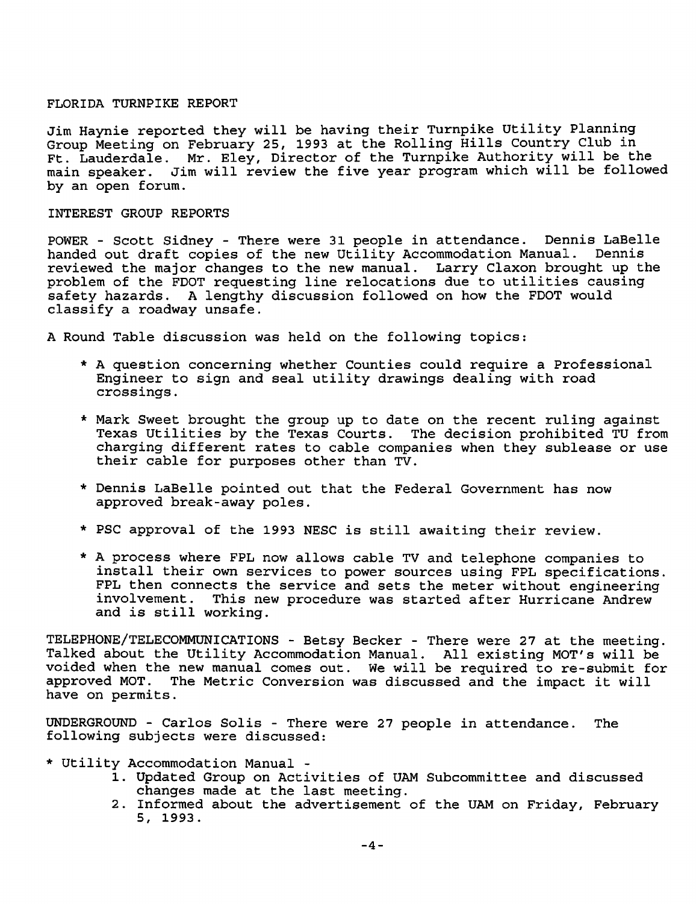FLORIDA TURNPIKE REPORT

Jim Haynie reported they will be having their Turnpike Utility Planning Group Meeting on February 25, 1993 at the Rolling Hills Country Club in Ft. Lauderdale. Mr. Eley, Director of the Turnpike Authority will be the main speaker. Jim will review the five year program which will be followed by an open forum.

INTEREST GROUP REPORTS

POWER - Scott Sidney - There were 31 people in attendance. Dennis LaBelle handed out draft copies of the new Utility Accommodation Manual. Dennis reviewed the major changes to the new manual. Larry Claxon brought up the problem of the FDOT requesting line relocations due to utilities causing safety hazards. A lengthy discussion followed on how the FDOT would classify a roadway unsafe.

A Round Table discussion was held on the following topics:

* A question concerning whether Counties could require a Professional Engineer to sign and seal utility drawings dealing with road crossings.
* Mark Sweet brought the group up to date on the recent ruling against Texas Utilities by the Texas Courts. The decision prohibited TU from charging different rates to cable companies when they sublease or use their cable for purposes other than TV.
* Dennis LaBelle pointed out that the Federal Government has now approved break-away poles.
* PSC approval of the 1993 NESC is still awaiting their review.
* A process where FPL now allows cable TV and telephone companies to install their own services to power sources using FPL specifications. FPL then connects the service and sets the meter without engineering involvement. This new procedure was started after Hurricane Andrew and is still working.

TELEPHONE/TELECOMMUNICATIONS - Betsy Becker - There were 27 at the meeting. Talked about the Utility Accommodation Manual. All existing MOT's will be voided when the new manual comes out. We will be required to re-submit for approved MOT. The Metric Conversion was discussed and the impact it will have on permits.

UNDERGROUND - Carlos Solis - There were 27 people in attendance. The following subjects were discussed:

* Utility Accommodation Manual -
  1. Updated Group on Activities of UAM Subcommittee and discussed changes made at the last meeting.
  2. Informed about the advertisement of the UAM on Friday, February 5, 1993.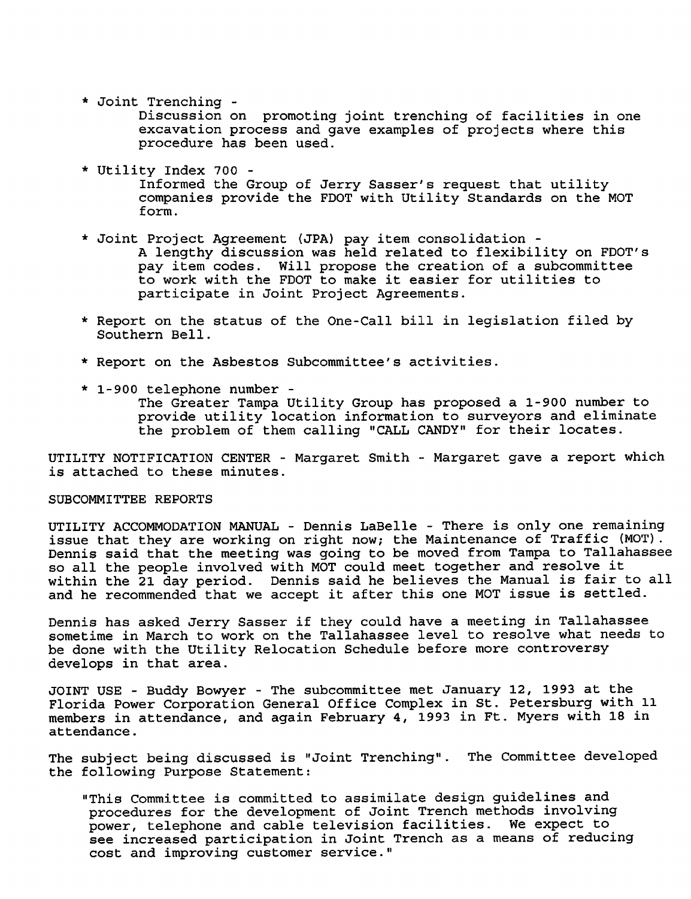* Joint Trenching -
  Discussion on promoting joint trenching of facilities in one excavation process and gave examples of projects where this procedure has been used.

* Utility Index 700 -
  Informed the Group of Jerry Sasser's request that utility companies provide the FDOT with Utility Standards on the MOT form.

* Joint Project Agreement (JPA) pay item consolidation -
  A lengthy discussion was held related to flexibility on FDOT's pay item codes. Will propose the creation of a subcommittee to work with the FDOT to make it easier for utilities to participate in Joint Project Agreements.

* Report on the status of the One-Call bill in legislation filed by Southern Bell.

* Report on the Asbestos Subcommittee's activities.

* 1-900 telephone number -
  The Greater Tampa Utility Group has proposed a 1-900 number to provide utility location information to surveyors and eliminate the problem of them calling "CALL CANDY" for their locates.

UTILITY NOTIFICATION CENTER - Margaret Smith - Margaret gave a report which is attached to these minutes.

SUBCOMMITTEE REPORTS

UTILITY ACCOMMODATION MANUAL - Dennis LaBelle - There is only one remaining issue that they are working on right now; the Maintenance of Traffic (MOT). Dennis said that the meeting was going to be moved from Tampa to Tallahassee so all the people involved with MOT could meet together and resolve it within the 21 day period. Dennis said he believes the Manual is fair to all and he recommended that we accept it after this one MOT issue is settled.

Dennis has asked Jerry Sasser if they could have a meeting in Tallahassee sometime in March to work on the Tallahassee level to resolve what needs to be done with the Utility Relocation Schedule before more controversy develops in that area.

JOINT USE - Buddy Bowyer - The subcommittee met January 12, 1993 at the Florida Power Corporation General Office Complex in St. Petersburg with 11 members in attendance, and again February 4, 1993 in Ft. Myers with 18 in attendance.

The subject being discussed is "Joint Trenching". The Committee developed the following Purpose Statement:

"This Committee is committed to assimilate design guidelines and procedures for the development of Joint Trench methods involving power, telephone and cable television facilities. We expect to see increased participation in Joint Trench as a means of reducing cost and improving customer service."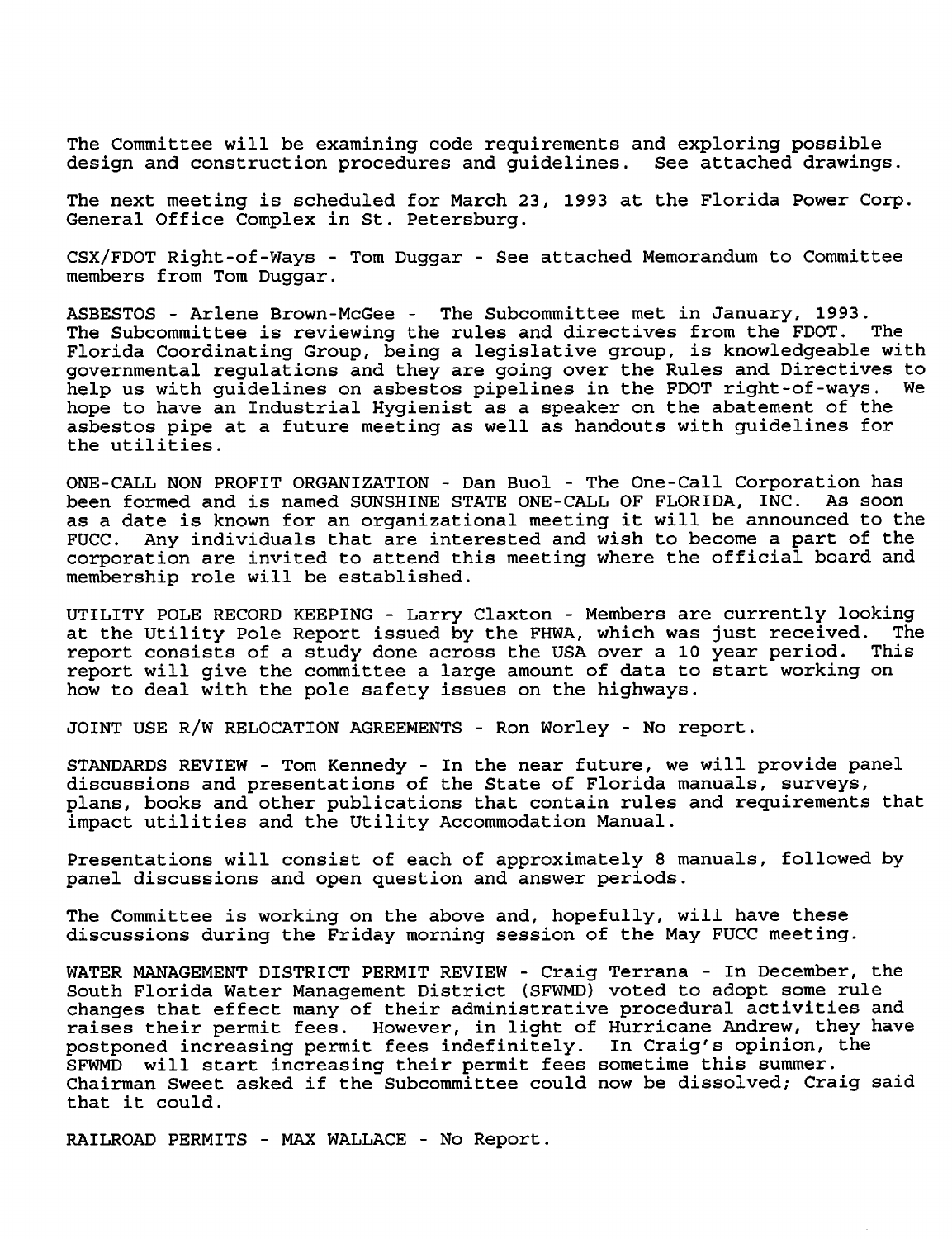The Committee will be examining code requirements and exploring possible design and construction procedures and guidelines. See attached drawings.

The next meeting is scheduled for March 23, 1993 at the Florida Power Corp. General Office Complex in St. Petersburg.

CSX/FDOT Right-of-Ways - Tom Duggar - See attached Memorandum to Committee members from Tom Duggar.

ASBESTOS - Arlene Brown-McGee - The Subcommittee met in January, 1993. The Subcommittee is reviewing the rules and directives from the FDOT. The Florida Coordinating Group, being a legislative group, is knowledgeable with governmental regulations and they are going over the Rules and Directives to help us with guidelines on asbestos pipelines in the FDOT right-of-ways. We hope to have an Industrial Hygienist as a speaker on the abatement of the asbestos pipe at a future meeting as well as handouts with guidelines for the utilities.

ONE-CALL NON PROFIT ORGANIZATION - Dan Buol - The One-Call Corporation has been formed and is named SUNSHINE STATE ONE-CALL OF FLORIDA, INC. As soon as a date is known for an organizational meeting it will be announced to the FUCC. Any individuals that are interested and wish to become a part of the corporation are invited to attend this meeting where the official board and membership role will be established.

UTILITY POLE RECORD KEEPING - Larry Claxton - Members are currently looking at the Utility Pole Report issued by the FHWA, which was just received. The report consists of a study done across the USA over a 10 year period. This report will give the committee a large amount of data to start working on how to deal with the pole safety issues on the highways.

JOINT USE R/W RELOCATION AGREEMENTS - Ron Worley - No report.

STANDARDS REVIEW - Tom Kennedy - In the near future, we will provide panel discussions and presentations of the State of Florida manuals, surveys, plans, books and other publications that contain rules and requirements that impact utilities and the Utility Accommodation Manual.

Presentations will consist of each of approximately 8 manuals, followed by panel discussions and open question and answer periods.

The Committee is working on the above and, hopefully, will have these discussions during the Friday morning session of the May FUCC meeting.

WATER MANAGEMENT DISTRICT PERMIT REVIEW - Craig Terrana - In December, the South Florida Water Management District (SFWMD) voted to adopt some rule changes that effect many of their administrative procedural activities and raises their permit fees. However, in light of Hurricane Andrew, they have postponed increasing permit fees indefinitely. In Craig's opinion, the SFWMD will start increasing their permit fees sometime this summer. Chairman Sweet asked if the Subcommittee could now be dissolved; Craig said that it could.

RAILROAD PERMITS - MAX WALLACE - No Report.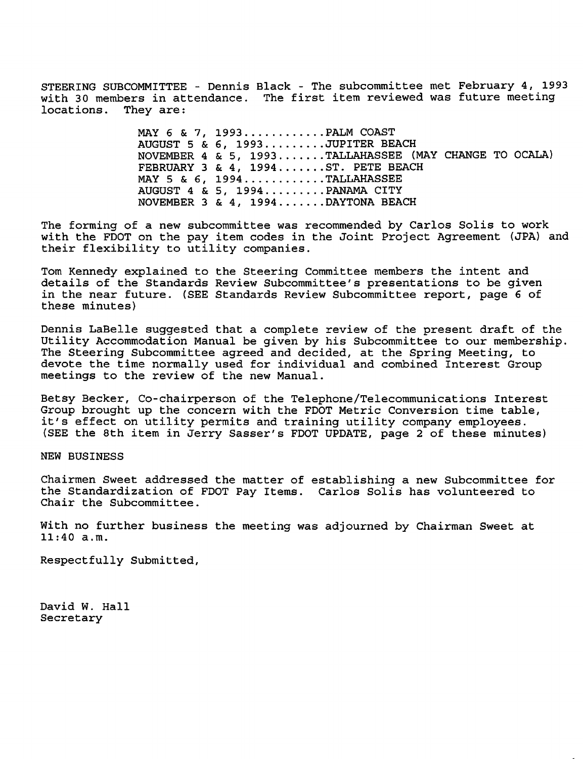STEERING SUBCOMMITTEE - Dennis Black - The subcommittee met February 4, 1993 with 30 members in attendance. The first item reviewed was future meeting locations. They are:

MAY 6 & 7, 1993............PALM COAST
AUGUST 5 & 6, 1993.........JUPITER BEACH
NOVEMBER 4 & 5, 1993.......TALLAHASSEE (MAY CHANGE TO OCALA)
FEBRUARY 3 & 4, 1994.......ST. PETE BEACH
MAY 5 & 6, 1994............TALLAHASSEE
AUGUST 4 & 5, 1994.........PANAMA CITY
NOVEMBER 3 & 4, 1994.......DAYTONA BEACH

The forming of a new subcommittee was recommended by Carlos Solis to work with the FDOT on the pay item codes in the Joint Project Agreement (JPA) and their flexibility to utility companies.

Tom Kennedy explained to the Steering Committee members the intent and details of the Standards Review Subcommittee's presentations to be given in the near future. (SEE Standards Review Subcommittee report, page 6 of these minutes)

Dennis LaBelle suggested that a complete review of the present draft of the Utility Accommodation Manual be given by his Subcommittee to our membership. The Steering Subcommittee agreed and decided, at the Spring Meeting, to devote the time normally used for individual and combined Interest Group meetings to the review of the new Manual.

Betsy Becker, Co-chairperson of the Telephone/Telecommunications Interest Group brought up the concern with the FDOT Metric Conversion time table, it's effect on utility permits and training utility company employees. (SEE the 8th item in Jerry Sasser's FDOT UPDATE, page 2 of these minutes)

NEW BUSINESS

Chairmen Sweet addressed the matter of establishing a new Subcommittee for the Standardization of FDOT Pay Items. Carlos Solis has volunteered to Chair the Subcommittee.

With no further business the meeting was adjourned by Chairman Sweet at 11:40 a.m.

Respectfully Submitted,

David W. Hall
Secretary